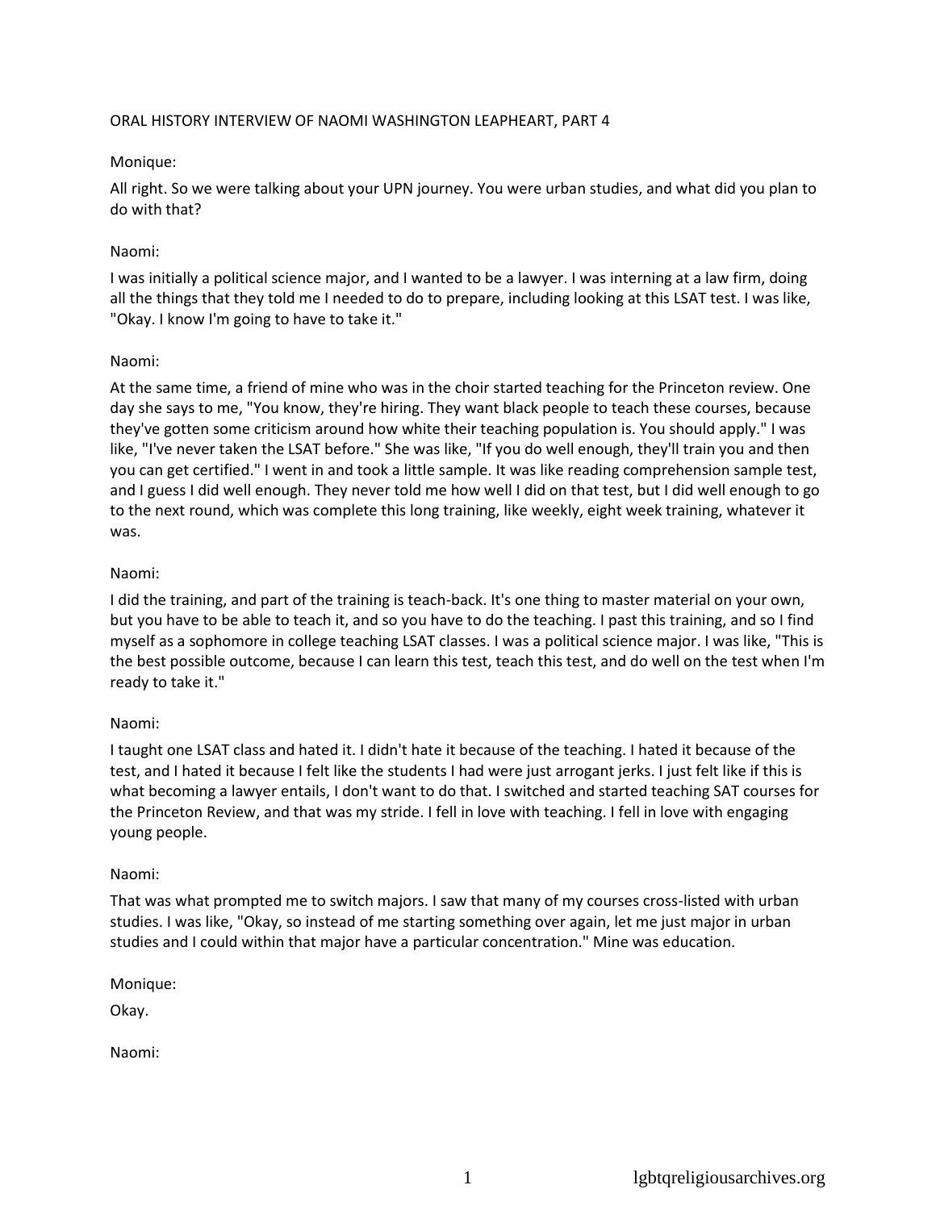ORAL HISTORY INTERVIEW OF NAOMI WASHINGTON LEAPHEART, PART 4

Monique:

All right. So we were talking about your UPN journey. You were urban studies, and what did you plan to do with that?

Naomi:

I was initially a political science major, and I wanted to be a lawyer. I was interning at a law firm, doing all the things that they told me I needed to do to prepare, including looking at this LSAT test. I was like, "Okay. I know I'm going to have to take it."

Naomi:

At the same time, a friend of mine who was in the choir started teaching for the Princeton review. One day she says to me, "You know, they're hiring. They want black people to teach these courses, because they've gotten some criticism around how white their teaching population is. You should apply." I was like, "I've never taken the LSAT before." She was like, "If you do well enough, they'll train you and then you can get certified." I went in and took a little sample. It was like reading comprehension sample test, and I guess I did well enough. They never told me how well I did on that test, but I did well enough to go to the next round, which was complete this long training, like weekly, eight week training, whatever it was.

Naomi:

I did the training, and part of the training is teach-back. It's one thing to master material on your own, but you have to be able to teach it, and so you have to do the teaching. I past this training, and so I find myself as a sophomore in college teaching LSAT classes. I was a political science major. I was like, "This is the best possible outcome, because I can learn this test, teach this test, and do well on the test when I'm ready to take it."

Naomi:

I taught one LSAT class and hated it. I didn't hate it because of the teaching. I hated it because of the test, and I hated it because I felt like the students I had were just arrogant jerks. I just felt like if this is what becoming a lawyer entails, I don't want to do that. I switched and started teaching SAT courses for the Princeton Review, and that was my stride. I fell in love with teaching. I fell in love with engaging young people.

Naomi:

That was what prompted me to switch majors. I saw that many of my courses cross-listed with urban studies. I was like, "Okay, so instead of me starting something over again, let me just major in urban studies and I could within that major have a particular concentration." Mine was education.

Monique:

Okay.

Naomi: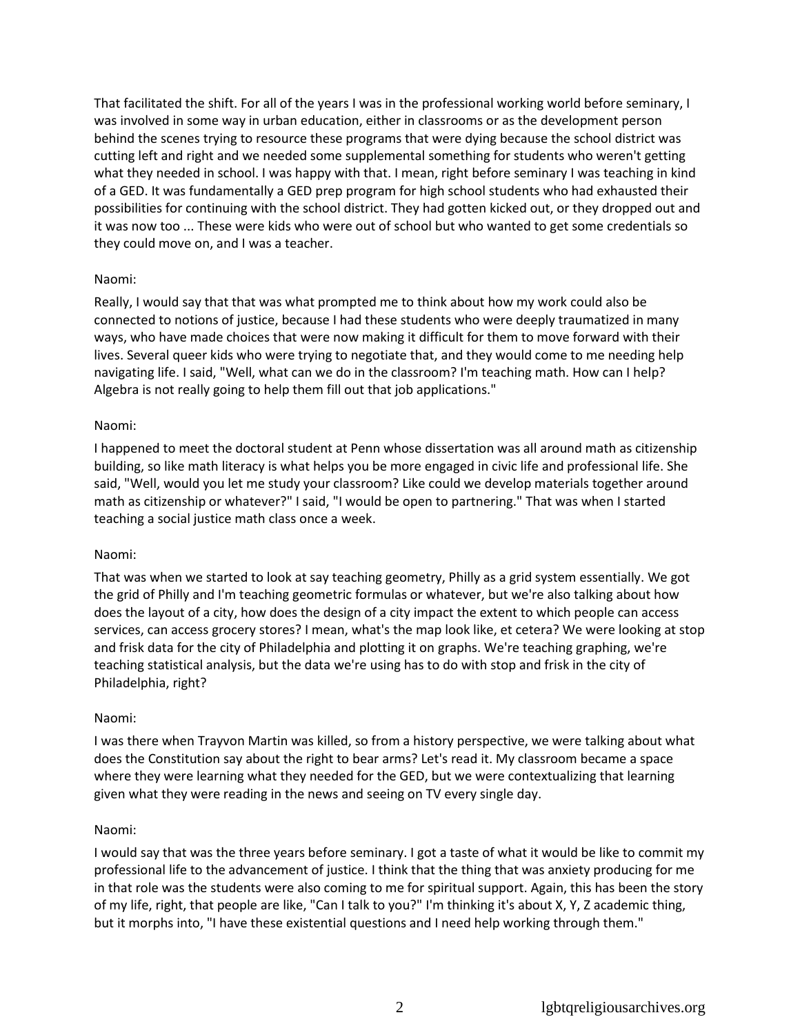That facilitated the shift. For all of the years I was in the professional working world before seminary, I was involved in some way in urban education, either in classrooms or as the development person behind the scenes trying to resource these programs that were dying because the school district was cutting left and right and we needed some supplemental something for students who weren't getting what they needed in school. I was happy with that. I mean, right before seminary I was teaching in kind of a GED. It was fundamentally a GED prep program for high school students who had exhausted their possibilities for continuing with the school district. They had gotten kicked out, or they dropped out and it was now too ... These were kids who were out of school but who wanted to get some credentials so they could move on, and I was a teacher.

Naomi:

Really, I would say that that was what prompted me to think about how my work could also be connected to notions of justice, because I had these students who were deeply traumatized in many ways, who have made choices that were now making it difficult for them to move forward with their lives. Several queer kids who were trying to negotiate that, and they would come to me needing help navigating life. I said, "Well, what can we do in the classroom? I'm teaching math. How can I help? Algebra is not really going to help them fill out that job applications."

Naomi:

I happened to meet the doctoral student at Penn whose dissertation was all around math as citizenship building, so like math literacy is what helps you be more engaged in civic life and professional life. She said, "Well, would you let me study your classroom? Like could we develop materials together around math as citizenship or whatever?" I said, "I would be open to partnering." That was when I started teaching a social justice math class once a week.

Naomi:

That was when we started to look at say teaching geometry, Philly as a grid system essentially. We got the grid of Philly and I'm teaching geometric formulas or whatever, but we're also talking about how does the layout of a city, how does the design of a city impact the extent to which people can access services, can access grocery stores? I mean, what's the map look like, et cetera? We were looking at stop and frisk data for the city of Philadelphia and plotting it on graphs. We're teaching graphing, we're teaching statistical analysis, but the data we're using has to do with stop and frisk in the city of Philadelphia, right?

Naomi:

I was there when Trayvon Martin was killed, so from a history perspective, we were talking about what does the Constitution say about the right to bear arms? Let's read it. My classroom became a space where they were learning what they needed for the GED, but we were contextualizing that learning given what they were reading in the news and seeing on TV every single day.

Naomi:

I would say that was the three years before seminary. I got a taste of what it would be like to commit my professional life to the advancement of justice. I think that the thing that was anxiety producing for me in that role was the students were also coming to me for spiritual support. Again, this has been the story of my life, right, that people are like, "Can I talk to you?" I'm thinking it's about X, Y, Z academic thing, but it morphs into, "I have these existential questions and I need help working through them."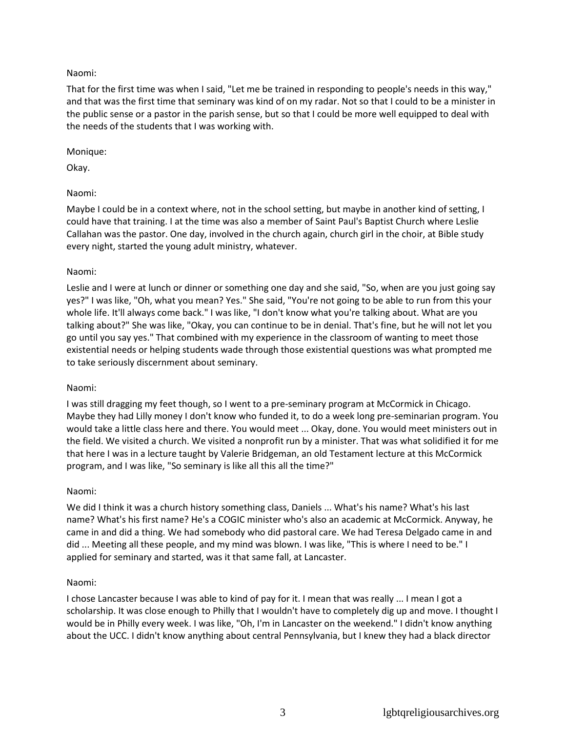Naomi:

That for the first time was when I said, "Let me be trained in responding to people's needs in this way," and that was the first time that seminary was kind of on my radar. Not so that I could to be a minister in the public sense or a pastor in the parish sense, but so that I could be more well equipped to deal with the needs of the students that I was working with.

Monique:

Okay.

Naomi:

Maybe I could be in a context where, not in the school setting, but maybe in another kind of setting, I could have that training. I at the time was also a member of Saint Paul's Baptist Church where Leslie Callahan was the pastor. One day, involved in the church again, church girl in the choir, at Bible study every night, started the young adult ministry, whatever.

Naomi:

Leslie and I were at lunch or dinner or something one day and she said, "So, when are you just going say yes?" I was like, "Oh, what you mean? Yes." She said, "You're not going to be able to run from this your whole life. It'll always come back." I was like, "I don't know what you're talking about. What are you talking about?" She was like, "Okay, you can continue to be in denial. That's fine, but he will not let you go until you say yes." That combined with my experience in the classroom of wanting to meet those existential needs or helping students wade through those existential questions was what prompted me to take seriously discernment about seminary.

Naomi:

I was still dragging my feet though, so I went to a pre-seminary program at McCormick in Chicago. Maybe they had Lilly money I don't know who funded it, to do a week long pre-seminarian program. You would take a little class here and there. You would meet ... Okay, done. You would meet ministers out in the field. We visited a church. We visited a nonprofit run by a minister. That was what solidified it for me that here I was in a lecture taught by Valerie Bridgeman, an old Testament lecture at this McCormick program, and I was like, "So seminary is like all this all the time?"

Naomi:

We did I think it was a church history something class, Daniels ... What's his name? What's his last name? What's his first name? He's a COGIC minister who's also an academic at McCormick. Anyway, he came in and did a thing. We had somebody who did pastoral care. We had Teresa Delgado came in and did ... Meeting all these people, and my mind was blown. I was like, "This is where I need to be." I applied for seminary and started, was it that same fall, at Lancaster.

Naomi:

I chose Lancaster because I was able to kind of pay for it. I mean that was really ... I mean I got a scholarship. It was close enough to Philly that I wouldn't have to completely dig up and move. I thought I would be in Philly every week. I was like, "Oh, I'm in Lancaster on the weekend." I didn't know anything about the UCC. I didn't know anything about central Pennsylvania, but I knew they had a black director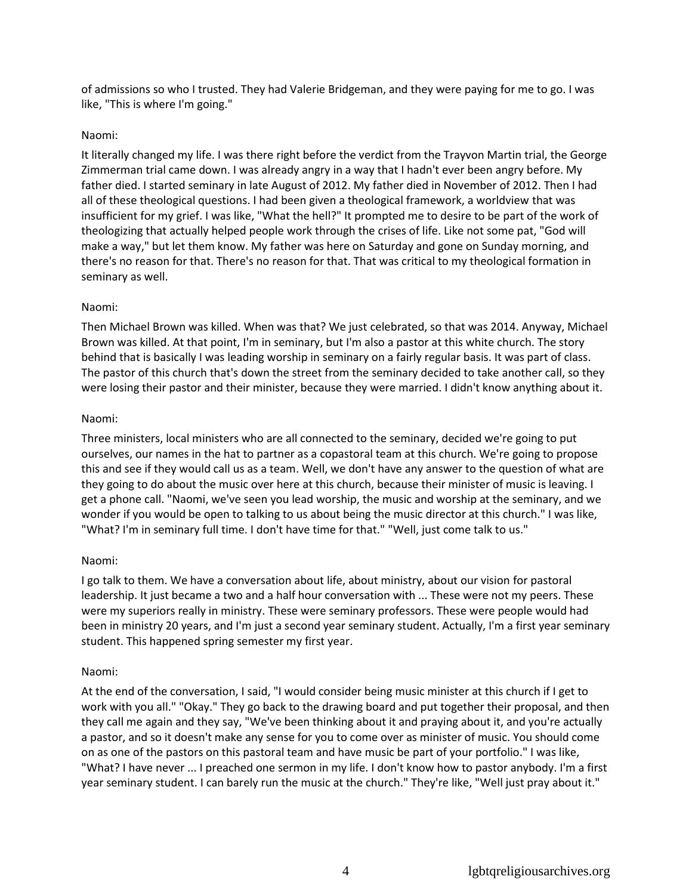of admissions so who I trusted. They had Valerie Bridgeman, and they were paying for me to go. I was like, "This is where I'm going."

Naomi:

It literally changed my life. I was there right before the verdict from the Trayvon Martin trial, the George Zimmerman trial came down. I was already angry in a way that I hadn't ever been angry before. My father died. I started seminary in late August of 2012. My father died in November of 2012. Then I had all of these theological questions. I had been given a theological framework, a worldview that was insufficient for my grief. I was like, "What the hell?" It prompted me to desire to be part of the work of theologizing that actually helped people work through the crises of life. Like not some pat, "God will make a way," but let them know. My father was here on Saturday and gone on Sunday morning, and there's no reason for that. There's no reason for that. That was critical to my theological formation in seminary as well.

Naomi:

Then Michael Brown was killed. When was that? We just celebrated, so that was 2014. Anyway, Michael Brown was killed. At that point, I'm in seminary, but I'm also a pastor at this white church. The story behind that is basically I was leading worship in seminary on a fairly regular basis. It was part of class. The pastor of this church that's down the street from the seminary decided to take another call, so they were losing their pastor and their minister, because they were married. I didn't know anything about it.

Naomi:

Three ministers, local ministers who are all connected to the seminary, decided we're going to put ourselves, our names in the hat to partner as a copastoral team at this church. We're going to propose this and see if they would call us as a team. Well, we don't have any answer to the question of what are they going to do about the music over here at this church, because their minister of music is leaving. I get a phone call. "Naomi, we've seen you lead worship, the music and worship at the seminary, and we wonder if you would be open to talking to us about being the music director at this church." I was like, "What? I'm in seminary full time. I don't have time for that." "Well, just come talk to us."

Naomi:

I go talk to them. We have a conversation about life, about ministry, about our vision for pastoral leadership. It just became a two and a half hour conversation with ... These were not my peers. These were my superiors really in ministry. These were seminary professors. These were people would had been in ministry 20 years, and I'm just a second year seminary student. Actually, I'm a first year seminary student. This happened spring semester my first year.

Naomi:

At the end of the conversation, I said, "I would consider being music minister at this church if I get to work with you all." "Okay." They go back to the drawing board and put together their proposal, and then they call me again and they say, "We've been thinking about it and praying about it, and you're actually a pastor, and so it doesn't make any sense for you to come over as minister of music. You should come on as one of the pastors on this pastoral team and have music be part of your portfolio." I was like, "What? I have never ... I preached one sermon in my life. I don't know how to pastor anybody. I'm a first year seminary student. I can barely run the music at the church." They're like, "Well just pray about it."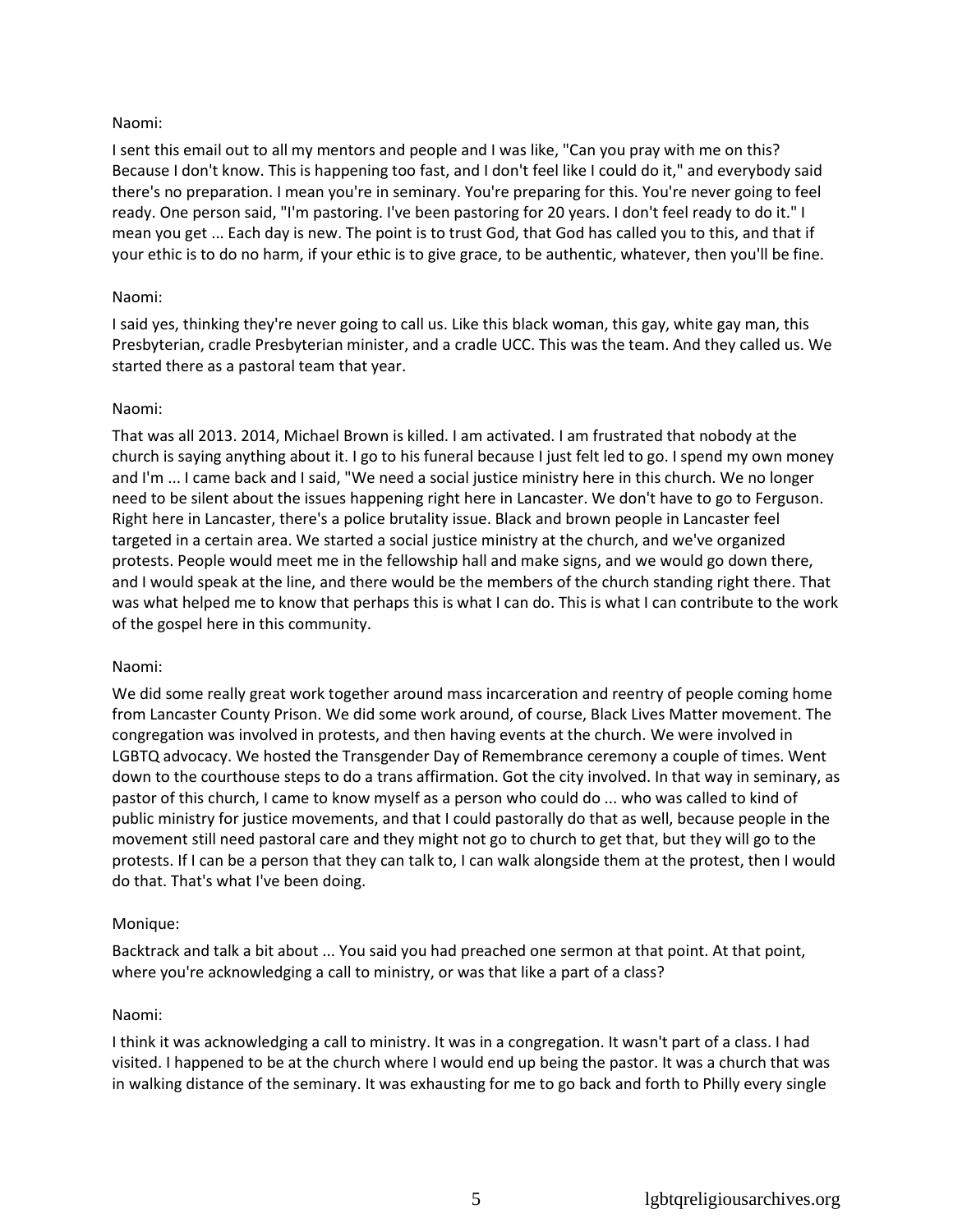Naomi:

I sent this email out to all my mentors and people and I was like, "Can you pray with me on this? Because I don't know. This is happening too fast, and I don't feel like I could do it," and everybody said there's no preparation. I mean you're in seminary. You're preparing for this. You're never going to feel ready. One person said, "I'm pastoring. I've been pastoring for 20 years. I don't feel ready to do it." I mean you get ... Each day is new. The point is to trust God, that God has called you to this, and that if your ethic is to do no harm, if your ethic is to give grace, to be authentic, whatever, then you'll be fine.

Naomi:

I said yes, thinking they're never going to call us. Like this black woman, this gay, white gay man, this Presbyterian, cradle Presbyterian minister, and a cradle UCC. This was the team. And they called us. We started there as a pastoral team that year.

Naomi:

That was all 2013. 2014, Michael Brown is killed. I am activated. I am frustrated that nobody at the church is saying anything about it. I go to his funeral because I just felt led to go. I spend my own money and I'm ... I came back and I said, "We need a social justice ministry here in this church. We no longer need to be silent about the issues happening right here in Lancaster. We don't have to go to Ferguson. Right here in Lancaster, there's a police brutality issue. Black and brown people in Lancaster feel targeted in a certain area. We started a social justice ministry at the church, and we've organized protests. People would meet me in the fellowship hall and make signs, and we would go down there, and I would speak at the line, and there would be the members of the church standing right there. That was what helped me to know that perhaps this is what I can do. This is what I can contribute to the work of the gospel here in this community.

Naomi:

We did some really great work together around mass incarceration and reentry of people coming home from Lancaster County Prison. We did some work around, of course, Black Lives Matter movement. The congregation was involved in protests, and then having events at the church. We were involved in LGBTQ advocacy. We hosted the Transgender Day of Remembrance ceremony a couple of times. Went down to the courthouse steps to do a trans affirmation. Got the city involved. In that way in seminary, as pastor of this church, I came to know myself as a person who could do ... who was called to kind of public ministry for justice movements, and that I could pastorally do that as well, because people in the movement still need pastoral care and they might not go to church to get that, but they will go to the protests. If I can be a person that they can talk to, I can walk alongside them at the protest, then I would do that. That's what I've been doing.

Monique:

Backtrack and talk a bit about ... You said you had preached one sermon at that point. At that point, where you're acknowledging a call to ministry, or was that like a part of a class?

Naomi:

I think it was acknowledging a call to ministry. It was in a congregation. It wasn't part of a class. I had visited. I happened to be at the church where I would end up being the pastor. It was a church that was in walking distance of the seminary. It was exhausting for me to go back and forth to Philly every single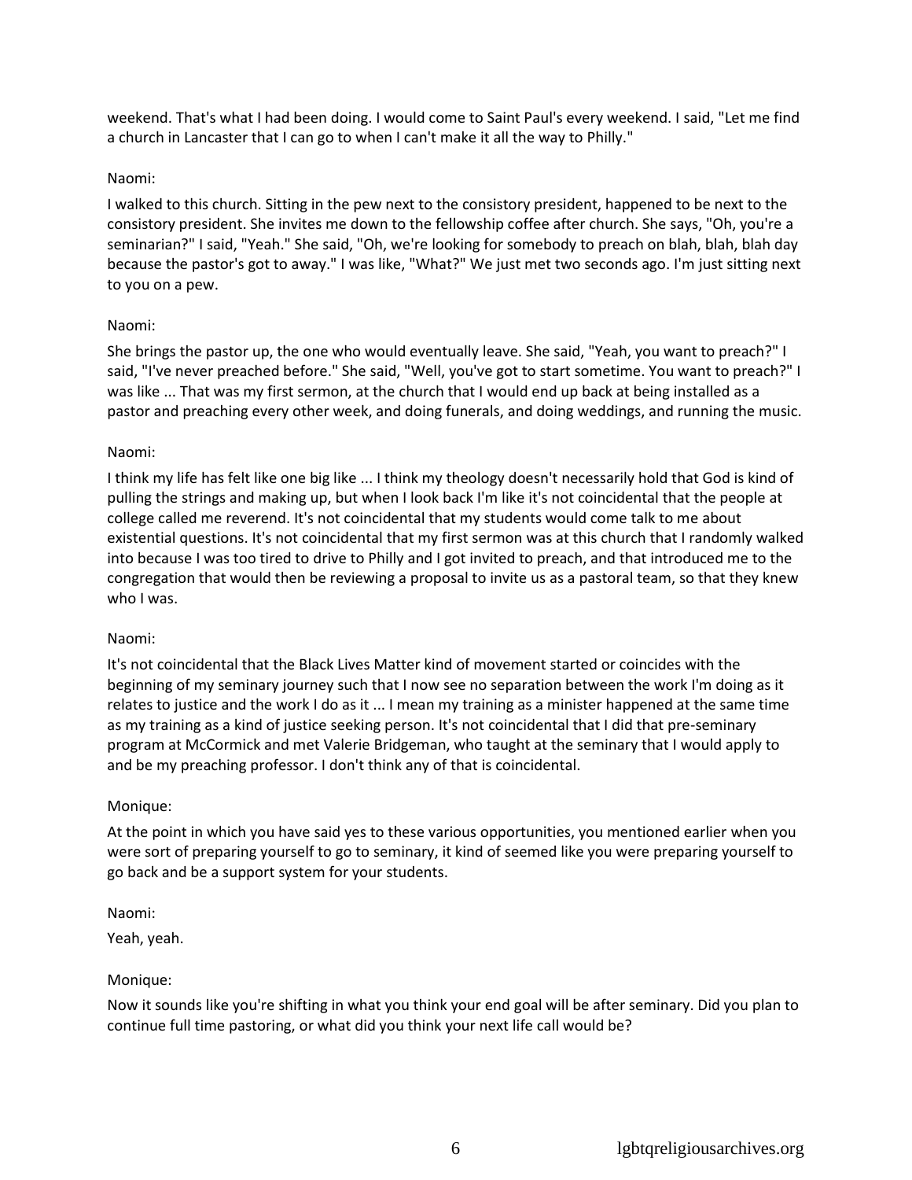weekend. That's what I had been doing. I would come to Saint Paul's every weekend. I said, "Let me find a church in Lancaster that I can go to when I can't make it all the way to Philly."

Naomi:

I walked to this church. Sitting in the pew next to the consistory president, happened to be next to the consistory president. She invites me down to the fellowship coffee after church. She says, "Oh, you're a seminarian?" I said, "Yeah." She said, "Oh, we're looking for somebody to preach on blah, blah, blah day because the pastor's got to away." I was like, "What?" We just met two seconds ago. I'm just sitting next to you on a pew.

Naomi:

She brings the pastor up, the one who would eventually leave. She said, "Yeah, you want to preach?" I said, "I've never preached before." She said, "Well, you've got to start sometime. You want to preach?" I was like ... That was my first sermon, at the church that I would end up back at being installed as a pastor and preaching every other week, and doing funerals, and doing weddings, and running the music.

Naomi:

I think my life has felt like one big like ... I think my theology doesn't necessarily hold that God is kind of pulling the strings and making up, but when I look back I'm like it's not coincidental that the people at college called me reverend. It's not coincidental that my students would come talk to me about existential questions. It's not coincidental that my first sermon was at this church that I randomly walked into because I was too tired to drive to Philly and I got invited to preach, and that introduced me to the congregation that would then be reviewing a proposal to invite us as a pastoral team, so that they knew who I was.

Naomi:

It's not coincidental that the Black Lives Matter kind of movement started or coincides with the beginning of my seminary journey such that I now see no separation between the work I'm doing as it relates to justice and the work I do as it ... I mean my training as a minister happened at the same time as my training as a kind of justice seeking person. It's not coincidental that I did that pre-seminary program at McCormick and met Valerie Bridgeman, who taught at the seminary that I would apply to and be my preaching professor. I don't think any of that is coincidental.

Monique:

At the point in which you have said yes to these various opportunities, you mentioned earlier when you were sort of preparing yourself to go to seminary, it kind of seemed like you were preparing yourself to go back and be a support system for your students.

Naomi:

Yeah, yeah.

Monique:

Now it sounds like you're shifting in what you think your end goal will be after seminary. Did you plan to continue full time pastoring, or what did you think your next life call would be?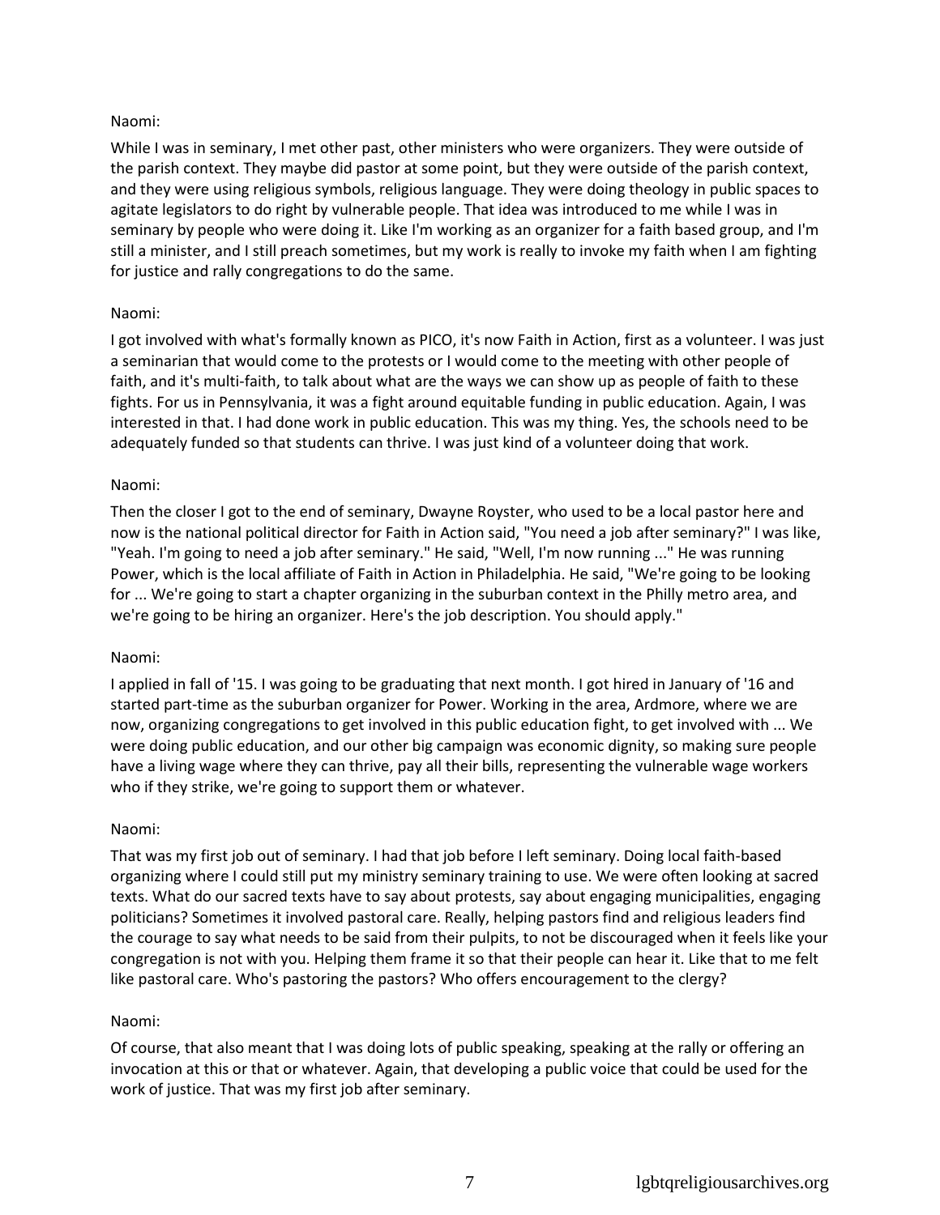Naomi:

While I was in seminary, I met other past, other ministers who were organizers. They were outside of the parish context. They maybe did pastor at some point, but they were outside of the parish context, and they were using religious symbols, religious language. They were doing theology in public spaces to agitate legislators to do right by vulnerable people. That idea was introduced to me while I was in seminary by people who were doing it. Like I'm working as an organizer for a faith based group, and I'm still a minister, and I still preach sometimes, but my work is really to invoke my faith when I am fighting for justice and rally congregations to do the same.

Naomi:

I got involved with what's formally known as PICO, it's now Faith in Action, first as a volunteer. I was just a seminarian that would come to the protests or I would come to the meeting with other people of faith, and it's multi-faith, to talk about what are the ways we can show up as people of faith to these fights. For us in Pennsylvania, it was a fight around equitable funding in public education. Again, I was interested in that. I had done work in public education. This was my thing. Yes, the schools need to be adequately funded so that students can thrive. I was just kind of a volunteer doing that work.

Naomi:

Then the closer I got to the end of seminary, Dwayne Royster, who used to be a local pastor here and now is the national political director for Faith in Action said, "You need a job after seminary?" I was like, "Yeah. I'm going to need a job after seminary." He said, "Well, I'm now running ..." He was running Power, which is the local affiliate of Faith in Action in Philadelphia. He said, "We're going to be looking for ... We're going to start a chapter organizing in the suburban context in the Philly metro area, and we're going to be hiring an organizer. Here's the job description. You should apply."

Naomi:

I applied in fall of '15. I was going to be graduating that next month. I got hired in January of '16 and started part-time as the suburban organizer for Power. Working in the area, Ardmore, where we are now, organizing congregations to get involved in this public education fight, to get involved with ... We were doing public education, and our other big campaign was economic dignity, so making sure people have a living wage where they can thrive, pay all their bills, representing the vulnerable wage workers who if they strike, we're going to support them or whatever.

Naomi:

That was my first job out of seminary. I had that job before I left seminary. Doing local faith-based organizing where I could still put my ministry seminary training to use. We were often looking at sacred texts. What do our sacred texts have to say about protests, say about engaging municipalities, engaging politicians? Sometimes it involved pastoral care. Really, helping pastors find and religious leaders find the courage to say what needs to be said from their pulpits, to not be discouraged when it feels like your congregation is not with you. Helping them frame it so that their people can hear it. Like that to me felt like pastoral care. Who's pastoring the pastors? Who offers encouragement to the clergy?

Naomi:

Of course, that also meant that I was doing lots of public speaking, speaking at the rally or offering an invocation at this or that or whatever. Again, that developing a public voice that could be used for the work of justice. That was my first job after seminary.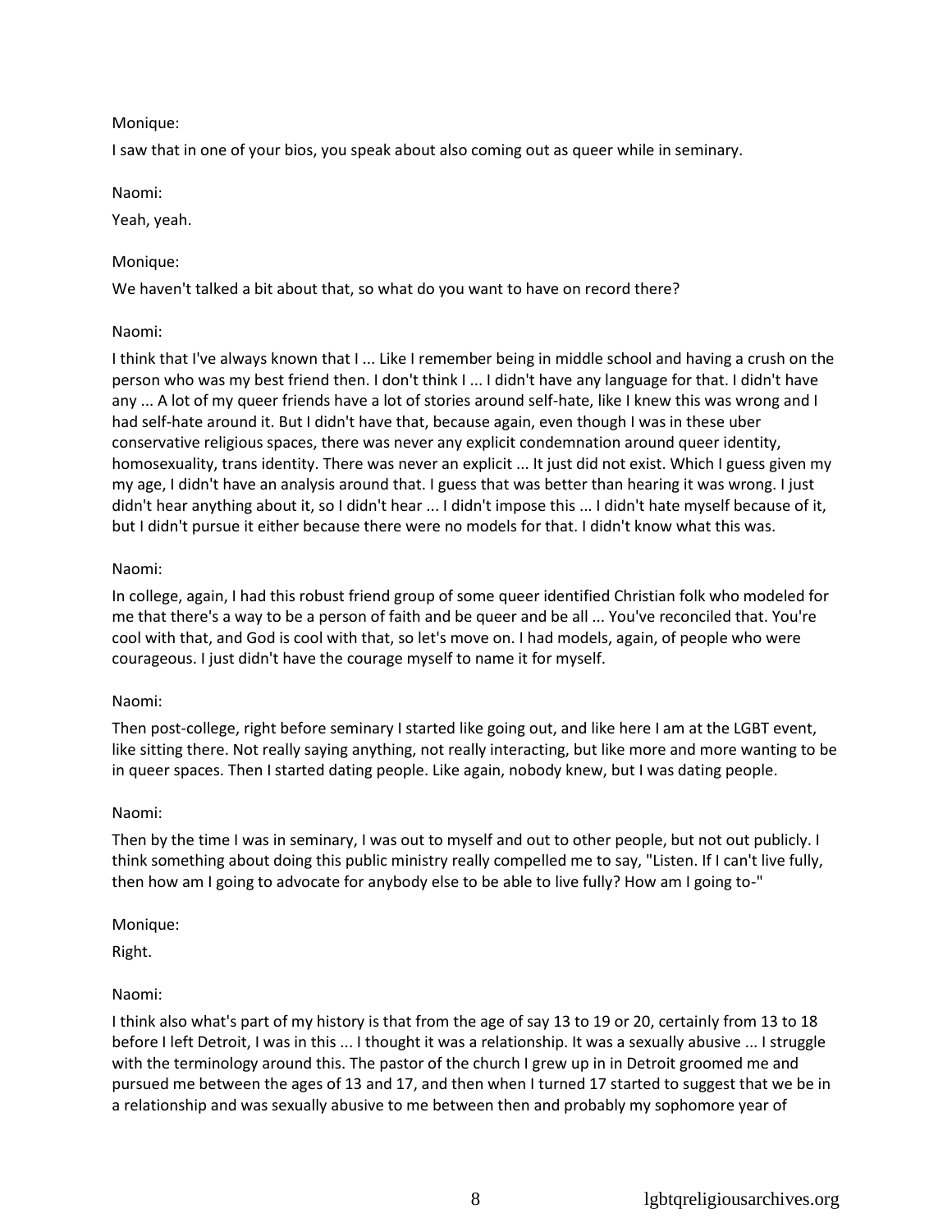Monique:

I saw that in one of your bios, you speak about also coming out as queer while in seminary.

Naomi:

Yeah, yeah.

Monique:

We haven't talked a bit about that, so what do you want to have on record there?

Naomi:

I think that I've always known that I ... Like I remember being in middle school and having a crush on the person who was my best friend then. I don't think I ... I didn't have any language for that. I didn't have any ... A lot of my queer friends have a lot of stories around self-hate, like I knew this was wrong and I had self-hate around it. But I didn't have that, because again, even though I was in these uber conservative religious spaces, there was never any explicit condemnation around queer identity, homosexuality, trans identity. There was never an explicit ... It just did not exist. Which I guess given my my age, I didn't have an analysis around that. I guess that was better than hearing it was wrong. I just didn't hear anything about it, so I didn't hear ... I didn't impose this ... I didn't hate myself because of it, but I didn't pursue it either because there were no models for that. I didn't know what this was.

Naomi:

In college, again, I had this robust friend group of some queer identified Christian folk who modeled for me that there's a way to be a person of faith and be queer and be all ... You've reconciled that. You're cool with that, and God is cool with that, so let's move on. I had models, again, of people who were courageous. I just didn't have the courage myself to name it for myself.

Naomi:

Then post-college, right before seminary I started like going out, and like here I am at the LGBT event, like sitting there. Not really saying anything, not really interacting, but like more and more wanting to be in queer spaces. Then I started dating people. Like again, nobody knew, but I was dating people.

Naomi:

Then by the time I was in seminary, I was out to myself and out to other people, but not out publicly. I think something about doing this public ministry really compelled me to say, "Listen. If I can't live fully, then how am I going to advocate for anybody else to be able to live fully? How am I going to-"

Monique:

Right.

Naomi:

I think also what's part of my history is that from the age of say 13 to 19 or 20, certainly from 13 to 18 before I left Detroit, I was in this ... I thought it was a relationship. It was a sexually abusive ... I struggle with the terminology around this. The pastor of the church I grew up in in Detroit groomed me and pursued me between the ages of 13 and 17, and then when I turned 17 started to suggest that we be in a relationship and was sexually abusive to me between then and probably my sophomore year of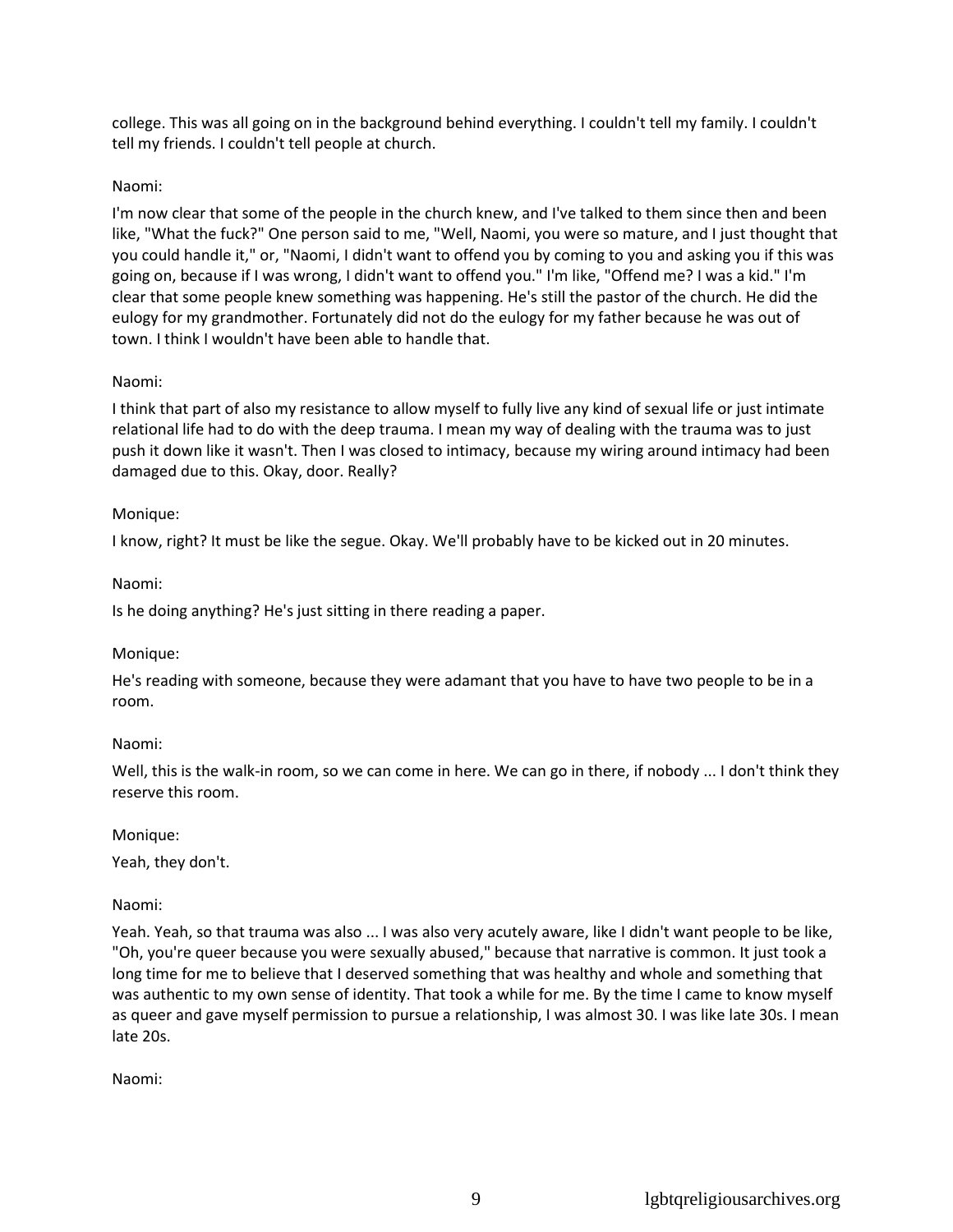college. This was all going on in the background behind everything. I couldn't tell my family. I couldn't tell my friends. I couldn't tell people at church.

Naomi:

I'm now clear that some of the people in the church knew, and I've talked to them since then and been like, "What the fuck?" One person said to me, "Well, Naomi, you were so mature, and I just thought that you could handle it," or, "Naomi, I didn't want to offend you by coming to you and asking you if this was going on, because if I was wrong, I didn't want to offend you." I'm like, "Offend me? I was a kid." I'm clear that some people knew something was happening. He's still the pastor of the church. He did the eulogy for my grandmother. Fortunately did not do the eulogy for my father because he was out of town. I think I wouldn't have been able to handle that.

Naomi:

I think that part of also my resistance to allow myself to fully live any kind of sexual life or just intimate relational life had to do with the deep trauma. I mean my way of dealing with the trauma was to just push it down like it wasn't. Then I was closed to intimacy, because my wiring around intimacy had been damaged due to this. Okay, door. Really?

Monique:

I know, right? It must be like the segue. Okay. We'll probably have to be kicked out in 20 minutes.

Naomi:

Is he doing anything? He's just sitting in there reading a paper.

Monique:

He's reading with someone, because they were adamant that you have to have two people to be in a room.

Naomi:

Well, this is the walk-in room, so we can come in here. We can go in there, if nobody ... I don't think they reserve this room.

Monique:

Yeah, they don't.

Naomi:

Yeah. Yeah, so that trauma was also ... I was also very acutely aware, like I didn't want people to be like, "Oh, you're queer because you were sexually abused," because that narrative is common. It just took a long time for me to believe that I deserved something that was healthy and whole and something that was authentic to my own sense of identity. That took a while for me. By the time I came to know myself as queer and gave myself permission to pursue a relationship, I was almost 30. I was like late 30s. I mean late 20s.

Naomi: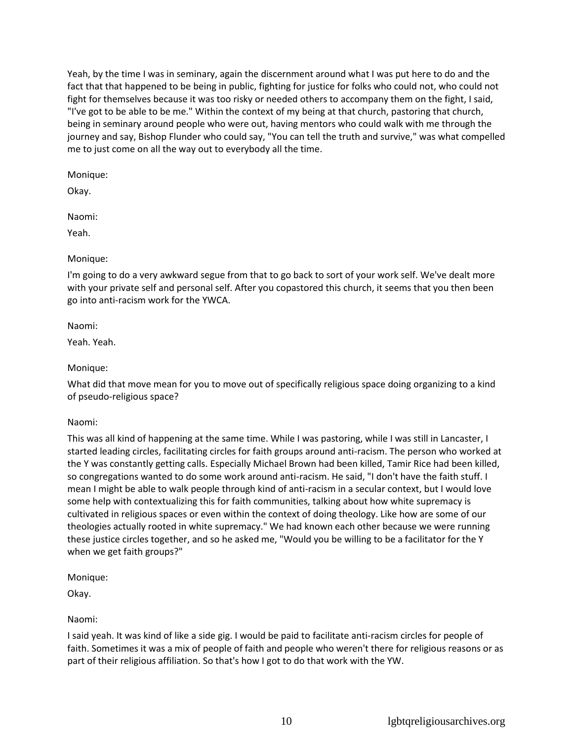Yeah, by the time I was in seminary, again the discernment around what I was put here to do and the fact that that happened to be being in public, fighting for justice for folks who could not, who could not fight for themselves because it was too risky or needed others to accompany them on the fight, I said, "I've got to be able to be me." Within the context of my being at that church, pastoring that church, being in seminary around people who were out, having mentors who could walk with me through the journey and say, Bishop Flunder who could say, "You can tell the truth and survive," was what compelled me to just come on all the way out to everybody all the time.

Monique:

Okay.

Naomi:

Yeah.

Monique:

I'm going to do a very awkward segue from that to go back to sort of your work self. We've dealt more with your private self and personal self. After you copastored this church, it seems that you then been go into anti-racism work for the YWCA.

Naomi:

Yeah. Yeah.

Monique:

What did that move mean for you to move out of specifically religious space doing organizing to a kind of pseudo-religious space?

Naomi:

This was all kind of happening at the same time. While I was pastoring, while I was still in Lancaster, I started leading circles, facilitating circles for faith groups around anti-racism. The person who worked at the Y was constantly getting calls. Especially Michael Brown had been killed, Tamir Rice had been killed, so congregations wanted to do some work around anti-racism. He said, "I don't have the faith stuff. I mean I might be able to walk people through kind of anti-racism in a secular context, but I would love some help with contextualizing this for faith communities, talking about how white supremacy is cultivated in religious spaces or even within the context of doing theology. Like how are some of our theologies actually rooted in white supremacy." We had known each other because we were running these justice circles together, and so he asked me, "Would you be willing to be a facilitator for the Y when we get faith groups?"

Monique:

Okay.

Naomi:

I said yeah. It was kind of like a side gig. I would be paid to facilitate anti-racism circles for people of faith. Sometimes it was a mix of people of faith and people who weren't there for religious reasons or as part of their religious affiliation. So that's how I got to do that work with the YW.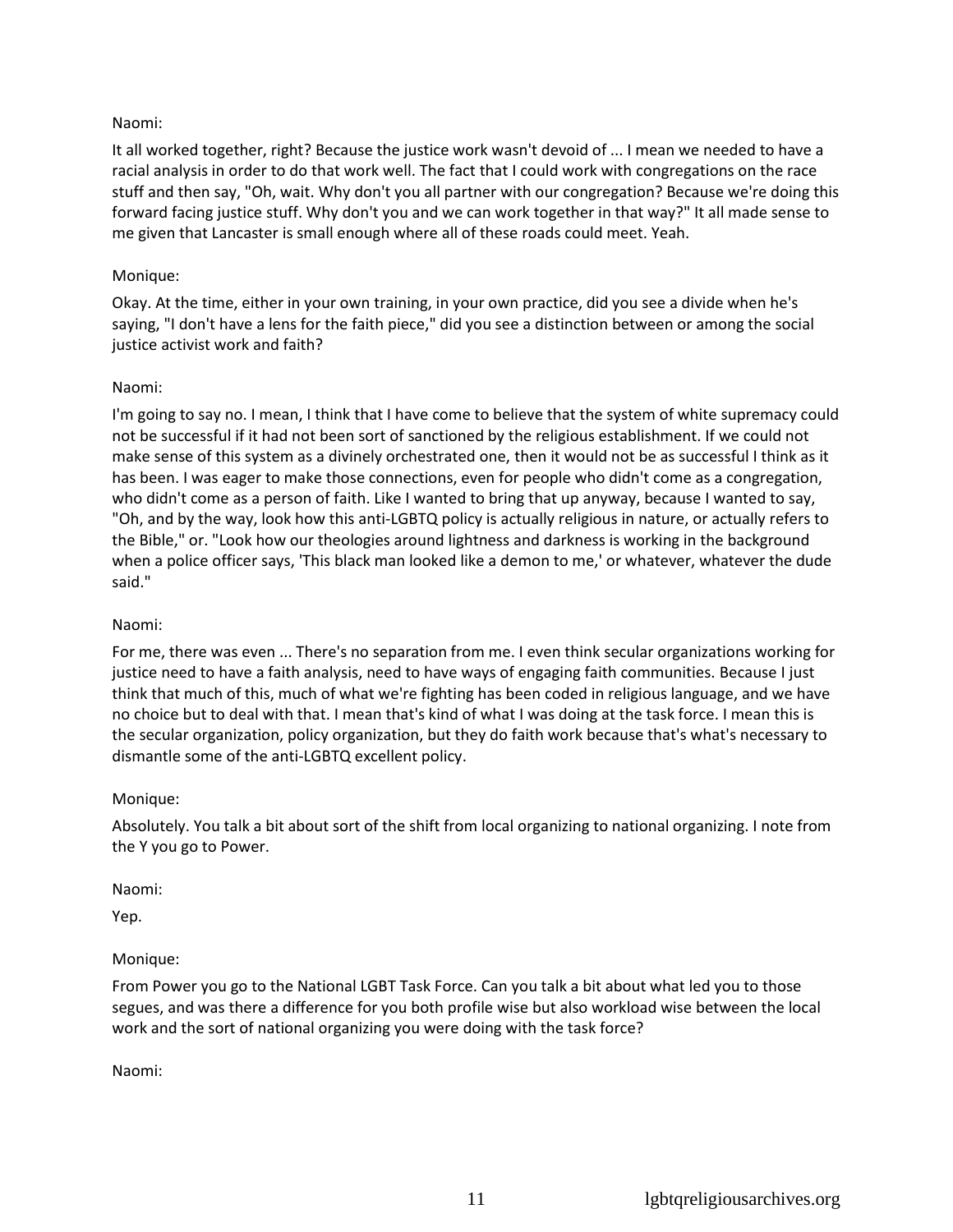Naomi:

It all worked together, right? Because the justice work wasn't devoid of ... I mean we needed to have a racial analysis in order to do that work well. The fact that I could work with congregations on the race stuff and then say, "Oh, wait. Why don't you all partner with our congregation? Because we're doing this forward facing justice stuff. Why don't you and we can work together in that way?" It all made sense to me given that Lancaster is small enough where all of these roads could meet. Yeah.

Monique:

Okay. At the time, either in your own training, in your own practice, did you see a divide when he's saying, "I don't have a lens for the faith piece," did you see a distinction between or among the social justice activist work and faith?

Naomi:

I'm going to say no. I mean, I think that I have come to believe that the system of white supremacy could not be successful if it had not been sort of sanctioned by the religious establishment. If we could not make sense of this system as a divinely orchestrated one, then it would not be as successful I think as it has been. I was eager to make those connections, even for people who didn't come as a congregation, who didn't come as a person of faith. Like I wanted to bring that up anyway, because I wanted to say, "Oh, and by the way, look how this anti-LGBTQ policy is actually religious in nature, or actually refers to the Bible," or. "Look how our theologies around lightness and darkness is working in the background when a police officer says, 'This black man looked like a demon to me,' or whatever, whatever the dude said."

Naomi:

For me, there was even ... There's no separation from me. I even think secular organizations working for justice need to have a faith analysis, need to have ways of engaging faith communities. Because I just think that much of this, much of what we're fighting has been coded in religious language, and we have no choice but to deal with that. I mean that's kind of what I was doing at the task force. I mean this is the secular organization, policy organization, but they do faith work because that's what's necessary to dismantle some of the anti-LGBTQ excellent policy.

Monique:

Absolutely. You talk a bit about sort of the shift from local organizing to national organizing. I note from the Y you go to Power.

Naomi:

Yep.

Monique:

From Power you go to the National LGBT Task Force. Can you talk a bit about what led you to those segues, and was there a difference for you both profile wise but also workload wise between the local work and the sort of national organizing you were doing with the task force?

Naomi: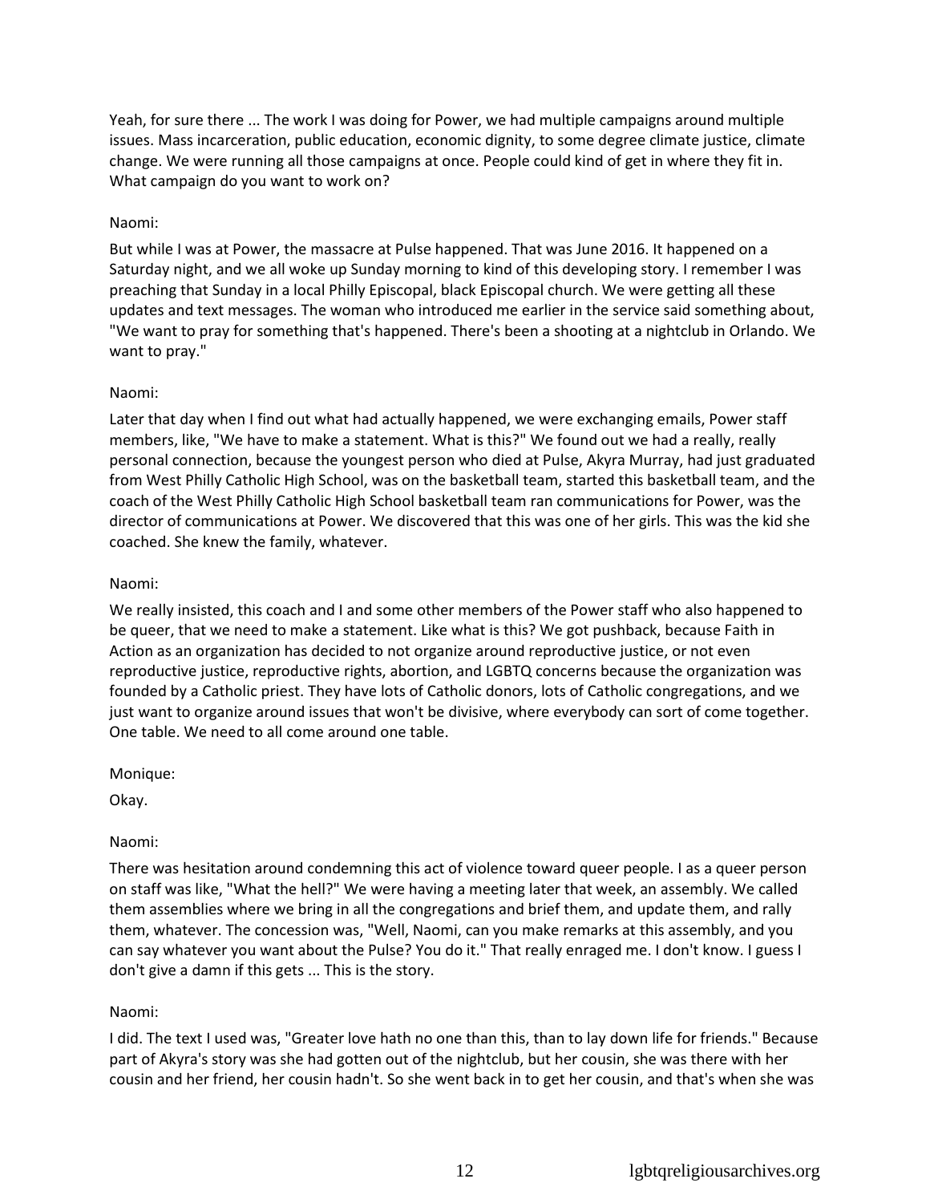Yeah, for sure there ... The work I was doing for Power, we had multiple campaigns around multiple issues. Mass incarceration, public education, economic dignity, to some degree climate justice, climate change. We were running all those campaigns at once. People could kind of get in where they fit in. What campaign do you want to work on?

Naomi:

But while I was at Power, the massacre at Pulse happened. That was June 2016. It happened on a Saturday night, and we all woke up Sunday morning to kind of this developing story. I remember I was preaching that Sunday in a local Philly Episcopal, black Episcopal church. We were getting all these updates and text messages. The woman who introduced me earlier in the service said something about, "We want to pray for something that's happened. There's been a shooting at a nightclub in Orlando. We want to pray."

Naomi:

Later that day when I find out what had actually happened, we were exchanging emails, Power staff members, like, "We have to make a statement. What is this?" We found out we had a really, really personal connection, because the youngest person who died at Pulse, Akyra Murray, had just graduated from West Philly Catholic High School, was on the basketball team, started this basketball team, and the coach of the West Philly Catholic High School basketball team ran communications for Power, was the director of communications at Power. We discovered that this was one of her girls. This was the kid she coached. She knew the family, whatever.

Naomi:

We really insisted, this coach and I and some other members of the Power staff who also happened to be queer, that we need to make a statement. Like what is this? We got pushback, because Faith in Action as an organization has decided to not organize around reproductive justice, or not even reproductive justice, reproductive rights, abortion, and LGBTQ concerns because the organization was founded by a Catholic priest. They have lots of Catholic donors, lots of Catholic congregations, and we just want to organize around issues that won't be divisive, where everybody can sort of come together. One table. We need to all come around one table.

Monique:

Okay.

Naomi:

There was hesitation around condemning this act of violence toward queer people. I as a queer person on staff was like, "What the hell?" We were having a meeting later that week, an assembly. We called them assemblies where we bring in all the congregations and brief them, and update them, and rally them, whatever. The concession was, "Well, Naomi, can you make remarks at this assembly, and you can say whatever you want about the Pulse? You do it." That really enraged me. I don't know. I guess I don't give a damn if this gets ... This is the story.

Naomi:

I did. The text I used was, "Greater love hath no one than this, than to lay down life for friends." Because part of Akyra's story was she had gotten out of the nightclub, but her cousin, she was there with her cousin and her friend, her cousin hadn't. So she went back in to get her cousin, and that's when she was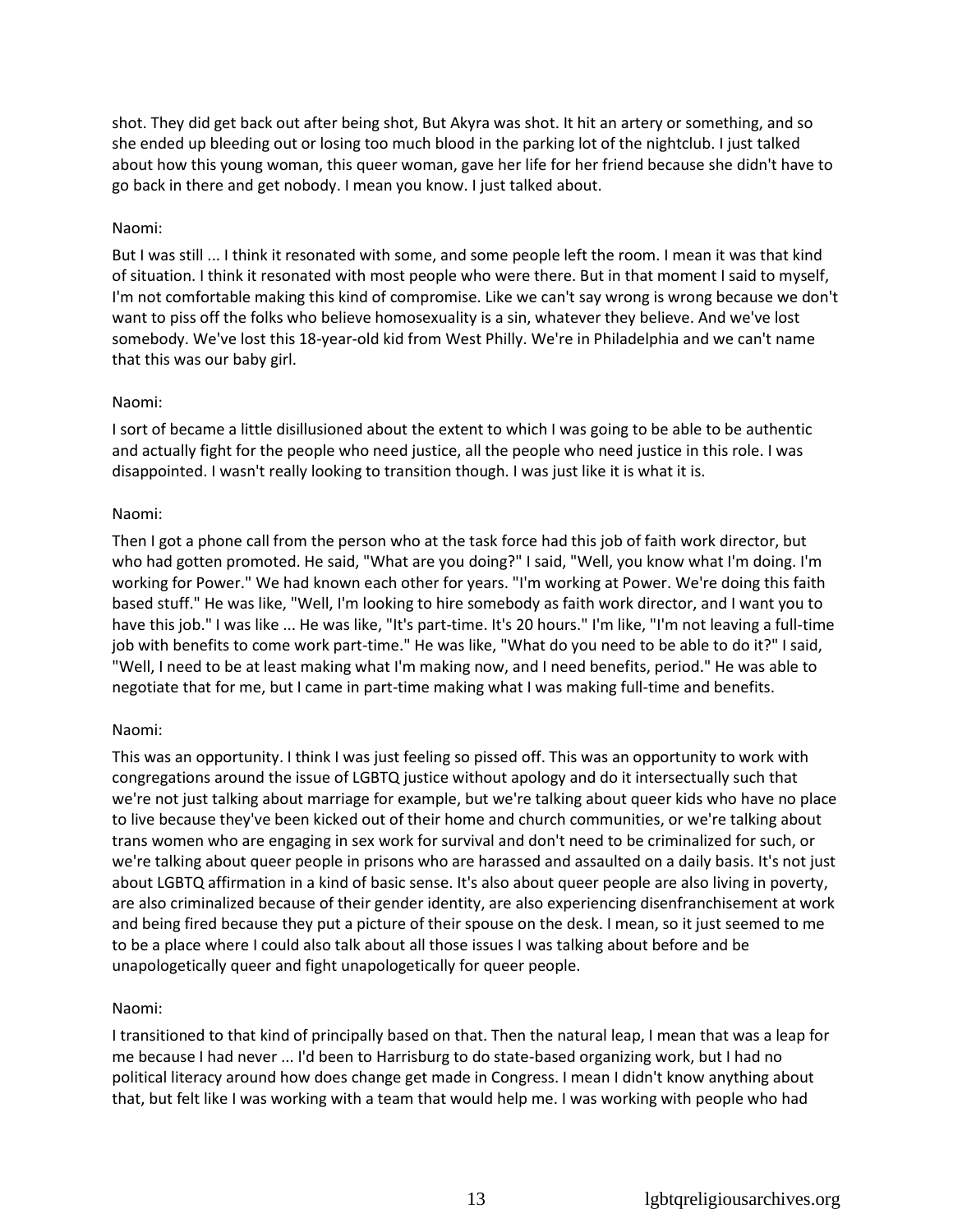shot. They did get back out after being shot, But Akyra was shot. It hit an artery or something, and so she ended up bleeding out or losing too much blood in the parking lot of the nightclub. I just talked about how this young woman, this queer woman, gave her life for her friend because she didn't have to go back in there and get nobody. I mean you know. I just talked about.

Naomi:

But I was still ... I think it resonated with some, and some people left the room. I mean it was that kind of situation. I think it resonated with most people who were there. But in that moment I said to myself, I'm not comfortable making this kind of compromise. Like we can't say wrong is wrong because we don't want to piss off the folks who believe homosexuality is a sin, whatever they believe. And we've lost somebody. We've lost this 18-year-old kid from West Philly. We're in Philadelphia and we can't name that this was our baby girl.

Naomi:

I sort of became a little disillusioned about the extent to which I was going to be able to be authentic and actually fight for the people who need justice, all the people who need justice in this role. I was disappointed. I wasn't really looking to transition though. I was just like it is what it is.

Naomi:

Then I got a phone call from the person who at the task force had this job of faith work director, but who had gotten promoted. He said, "What are you doing?" I said, "Well, you know what I'm doing. I'm working for Power." We had known each other for years. "I'm working at Power. We're doing this faith based stuff." He was like, "Well, I'm looking to hire somebody as faith work director, and I want you to have this job." I was like ... He was like, "It's part-time. It's 20 hours." I'm like, "I'm not leaving a full-time job with benefits to come work part-time." He was like, "What do you need to be able to do it?" I said, "Well, I need to be at least making what I'm making now, and I need benefits, period." He was able to negotiate that for me, but I came in part-time making what I was making full-time and benefits.

Naomi:

This was an opportunity. I think I was just feeling so pissed off. This was an opportunity to work with congregations around the issue of LGBTQ justice without apology and do it intersectually such that we're not just talking about marriage for example, but we're talking about queer kids who have no place to live because they've been kicked out of their home and church communities, or we're talking about trans women who are engaging in sex work for survival and don't need to be criminalized for such, or we're talking about queer people in prisons who are harassed and assaulted on a daily basis. It's not just about LGBTQ affirmation in a kind of basic sense. It's also about queer people are also living in poverty, are also criminalized because of their gender identity, are also experiencing disenfranchisement at work and being fired because they put a picture of their spouse on the desk. I mean, so it just seemed to me to be a place where I could also talk about all those issues I was talking about before and be unapologetically queer and fight unapologetically for queer people.

Naomi:

I transitioned to that kind of principally based on that. Then the natural leap, I mean that was a leap for me because I had never ... I'd been to Harrisburg to do state-based organizing work, but I had no political literacy around how does change get made in Congress. I mean I didn't know anything about that, but felt like I was working with a team that would help me. I was working with people who had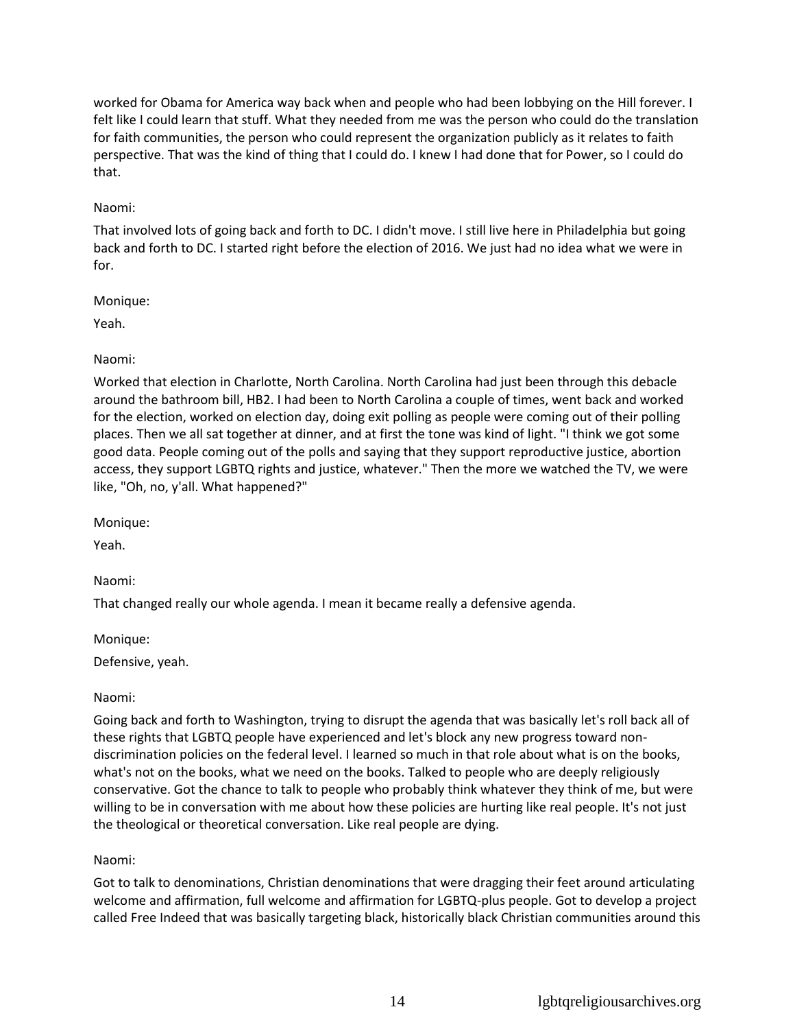worked for Obama for America way back when and people who had been lobbying on the Hill forever. I felt like I could learn that stuff. What they needed from me was the person who could do the translation for faith communities, the person who could represent the organization publicly as it relates to faith perspective. That was the kind of thing that I could do. I knew I had done that for Power, so I could do that.

Naomi:

That involved lots of going back and forth to DC. I didn't move. I still live here in Philadelphia but going back and forth to DC. I started right before the election of 2016. We just had no idea what we were in for.

Monique:

Yeah.

Naomi:

Worked that election in Charlotte, North Carolina. North Carolina had just been through this debacle around the bathroom bill, HB2. I had been to North Carolina a couple of times, went back and worked for the election, worked on election day, doing exit polling as people were coming out of their polling places. Then we all sat together at dinner, and at first the tone was kind of light. "I think we got some good data. People coming out of the polls and saying that they support reproductive justice, abortion access, they support LGBTQ rights and justice, whatever." Then the more we watched the TV, we were like, "Oh, no, y'all. What happened?"

Monique:

Yeah.

Naomi:

That changed really our whole agenda. I mean it became really a defensive agenda.

Monique:

Defensive, yeah.

Naomi:

Going back and forth to Washington, trying to disrupt the agenda that was basically let's roll back all of these rights that LGBTQ people have experienced and let's block any new progress toward non-discrimination policies on the federal level. I learned so much in that role about what is on the books, what's not on the books, what we need on the books. Talked to people who are deeply religiously conservative. Got the chance to talk to people who probably think whatever they think of me, but were willing to be in conversation with me about how these policies are hurting like real people. It's not just the theological or theoretical conversation. Like real people are dying.

Naomi:

Got to talk to denominations, Christian denominations that were dragging their feet around articulating welcome and affirmation, full welcome and affirmation for LGBTQ-plus people. Got to develop a project called Free Indeed that was basically targeting black, historically black Christian communities around this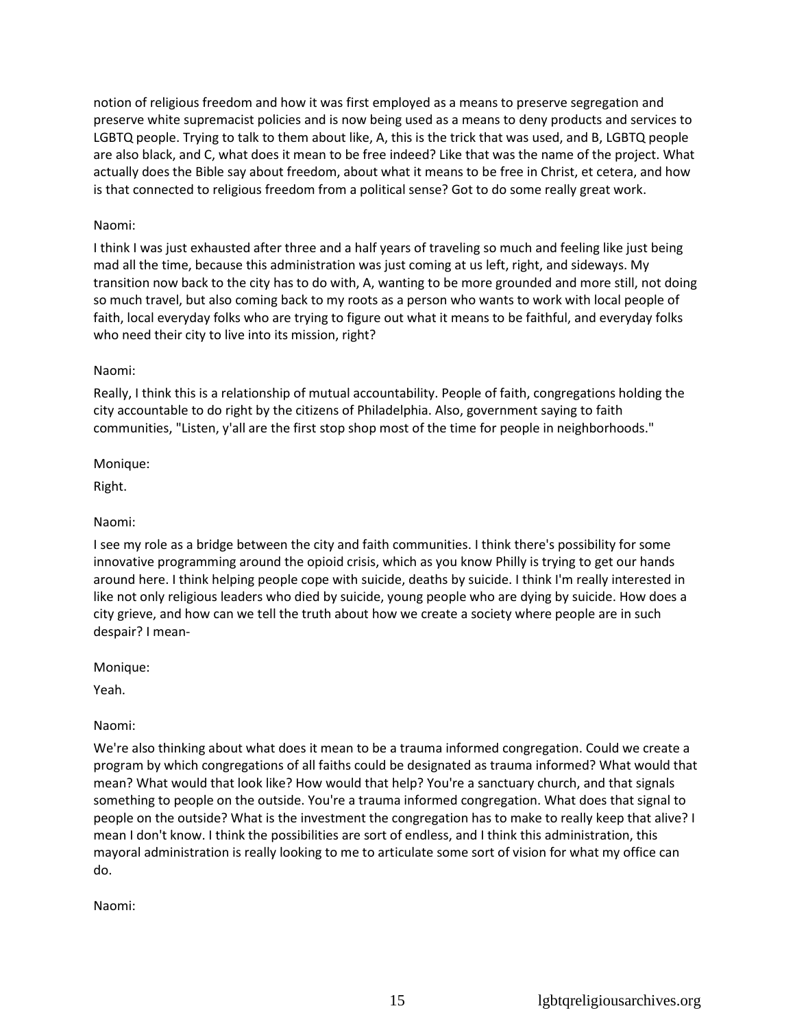notion of religious freedom and how it was first employed as a means to preserve segregation and preserve white supremacist policies and is now being used as a means to deny products and services to LGBTQ people. Trying to talk to them about like, A, this is the trick that was used, and B, LGBTQ people are also black, and C, what does it mean to be free indeed? Like that was the name of the project. What actually does the Bible say about freedom, about what it means to be free in Christ, et cetera, and how is that connected to religious freedom from a political sense? Got to do some really great work.

Naomi:

I think I was just exhausted after three and a half years of traveling so much and feeling like just being mad all the time, because this administration was just coming at us left, right, and sideways. My transition now back to the city has to do with, A, wanting to be more grounded and more still, not doing so much travel, but also coming back to my roots as a person who wants to work with local people of faith, local everyday folks who are trying to figure out what it means to be faithful, and everyday folks who need their city to live into its mission, right?

Naomi:

Really, I think this is a relationship of mutual accountability. People of faith, congregations holding the city accountable to do right by the citizens of Philadelphia. Also, government saying to faith communities, "Listen, y'all are the first stop shop most of the time for people in neighborhoods."

Monique:

Right.

Naomi:

I see my role as a bridge between the city and faith communities. I think there's possibility for some innovative programming around the opioid crisis, which as you know Philly is trying to get our hands around here. I think helping people cope with suicide, deaths by suicide. I think I'm really interested in like not only religious leaders who died by suicide, young people who are dying by suicide. How does a city grieve, and how can we tell the truth about how we create a society where people are in such despair? I mean-

Monique:

Yeah.

Naomi:

We're also thinking about what does it mean to be a trauma informed congregation. Could we create a program by which congregations of all faiths could be designated as trauma informed? What would that mean? What would that look like? How would that help? You're a sanctuary church, and that signals something to people on the outside. You're a trauma informed congregation. What does that signal to people on the outside? What is the investment the congregation has to make to really keep that alive? I mean I don't know. I think the possibilities are sort of endless, and I think this administration, this mayoral administration is really looking to me to articulate some sort of vision for what my office can do.

Naomi: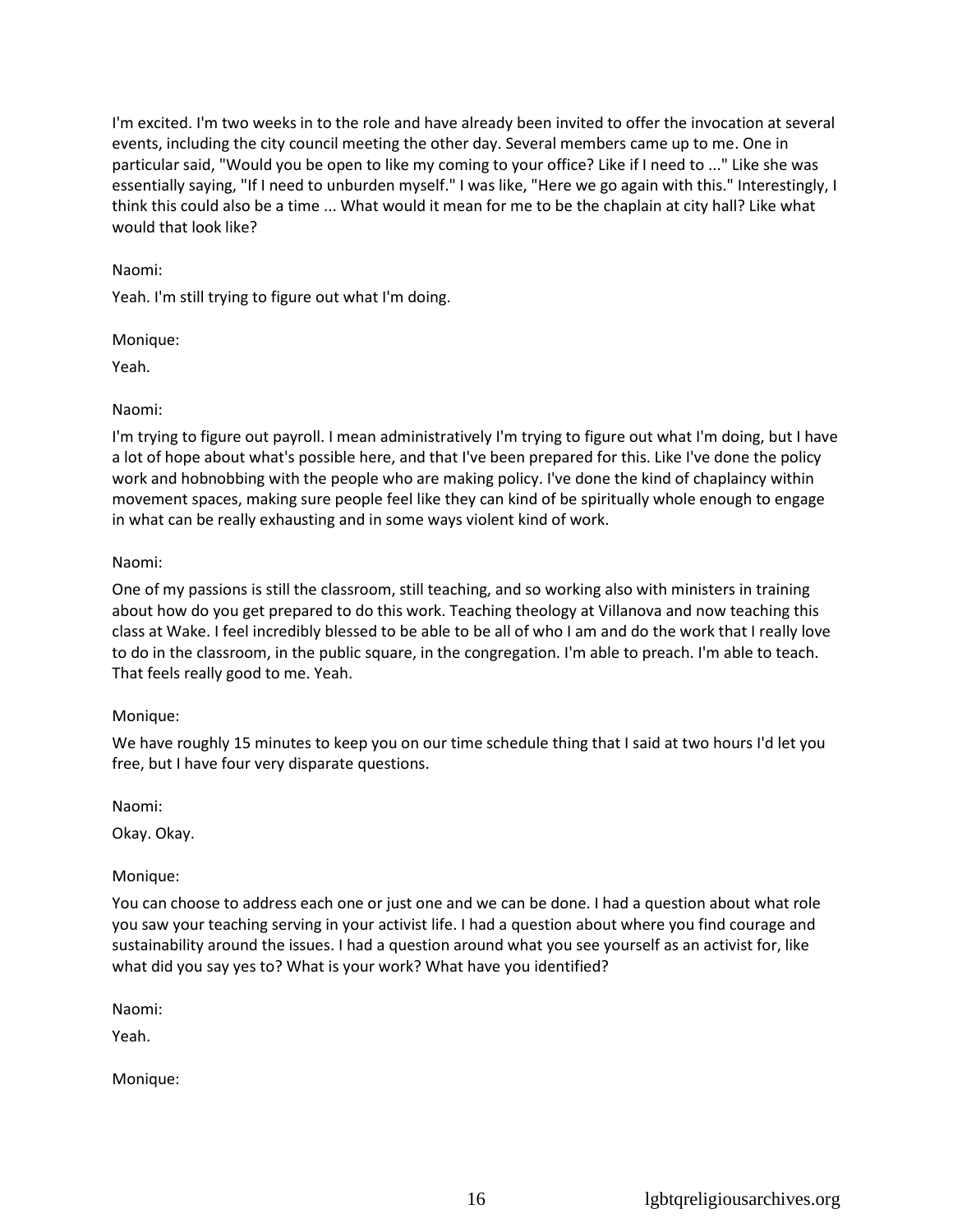I'm excited. I'm two weeks in to the role and have already been invited to offer the invocation at several events, including the city council meeting the other day. Several members came up to me. One in particular said, "Would you be open to like my coming to your office? Like if I need to ..." Like she was essentially saying, "If I need to unburden myself." I was like, "Here we go again with this." Interestingly, I think this could also be a time ... What would it mean for me to be the chaplain at city hall? Like what would that look like?

Naomi:

Yeah. I'm still trying to figure out what I'm doing.

Monique:

Yeah.

Naomi:

I'm trying to figure out payroll. I mean administratively I'm trying to figure out what I'm doing, but I have a lot of hope about what's possible here, and that I've been prepared for this. Like I've done the policy work and hobnobbing with the people who are making policy. I've done the kind of chaplaincy within movement spaces, making sure people feel like they can kind of be spiritually whole enough to engage in what can be really exhausting and in some ways violent kind of work.

Naomi:

One of my passions is still the classroom, still teaching, and so working also with ministers in training about how do you get prepared to do this work. Teaching theology at Villanova and now teaching this class at Wake. I feel incredibly blessed to be able to be all of who I am and do the work that I really love to do in the classroom, in the public square, in the congregation. I'm able to preach. I'm able to teach. That feels really good to me. Yeah.

Monique:

We have roughly 15 minutes to keep you on our time schedule thing that I said at two hours I'd let you free, but I have four very disparate questions.

Naomi:

Okay. Okay.

Monique:

You can choose to address each one or just one and we can be done. I had a question about what role you saw your teaching serving in your activist life. I had a question about where you find courage and sustainability around the issues. I had a question around what you see yourself as an activist for, like what did you say yes to? What is your work? What have you identified?

Naomi:

Yeah.

Monique: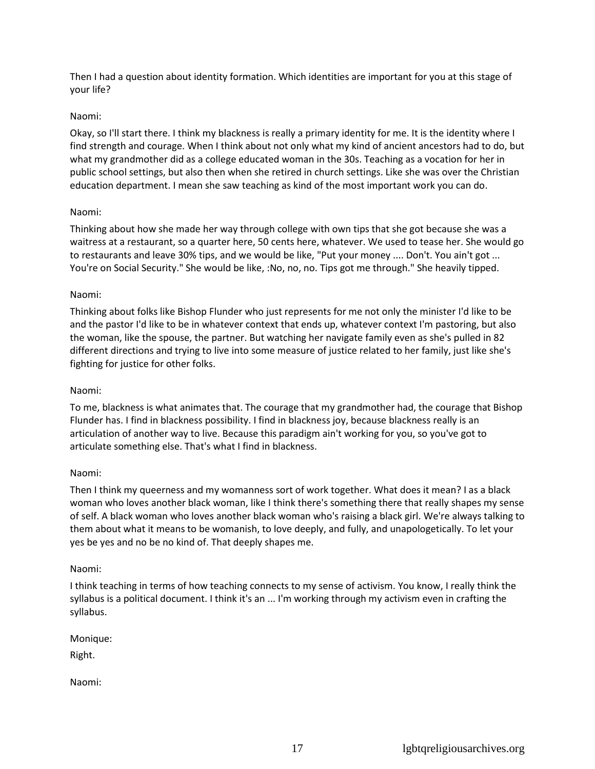Then I had a question about identity formation. Which identities are important for you at this stage of your life?

Naomi:

Okay, so I'll start there. I think my blackness is really a primary identity for me. It is the identity where I find strength and courage. When I think about not only what my kind of ancient ancestors had to do, but what my grandmother did as a college educated woman in the 30s. Teaching as a vocation for her in public school settings, but also then when she retired in church settings. Like she was over the Christian education department. I mean she saw teaching as kind of the most important work you can do.

Naomi:

Thinking about how she made her way through college with own tips that she got because she was a waitress at a restaurant, so a quarter here, 50 cents here, whatever. We used to tease her. She would go to restaurants and leave 30% tips, and we would be like, "Put your money .... Don't. You ain't got ... You're on Social Security." She would be like, :No, no, no. Tips got me through." She heavily tipped.

Naomi:

Thinking about folks like Bishop Flunder who just represents for me not only the minister I'd like to be and the pastor I'd like to be in whatever context that ends up, whatever context I'm pastoring, but also the woman, like the spouse, the partner. But watching her navigate family even as she's pulled in 82 different directions and trying to live into some measure of justice related to her family, just like she's fighting for justice for other folks.

Naomi:

To me, blackness is what animates that. The courage that my grandmother had, the courage that Bishop Flunder has. I find in blackness possibility. I find in blackness joy, because blackness really is an articulation of another way to live. Because this paradigm ain't working for you, so you've got to articulate something else. That's what I find in blackness.

Naomi:

Then I think my queerness and my womanness sort of work together. What does it mean? I as a black woman who loves another black woman, like I think there's something there that really shapes my sense of self. A black woman who loves another black woman who's raising a black girl. We're always talking to them about what it means to be womanish, to love deeply, and fully, and unapologetically. To let your yes be yes and no be no kind of. That deeply shapes me.

Naomi:

I think teaching in terms of how teaching connects to my sense of activism. You know, I really think the syllabus is a political document. I think it's an ... I'm working through my activism even in crafting the syllabus.

Monique:

Right.

Naomi: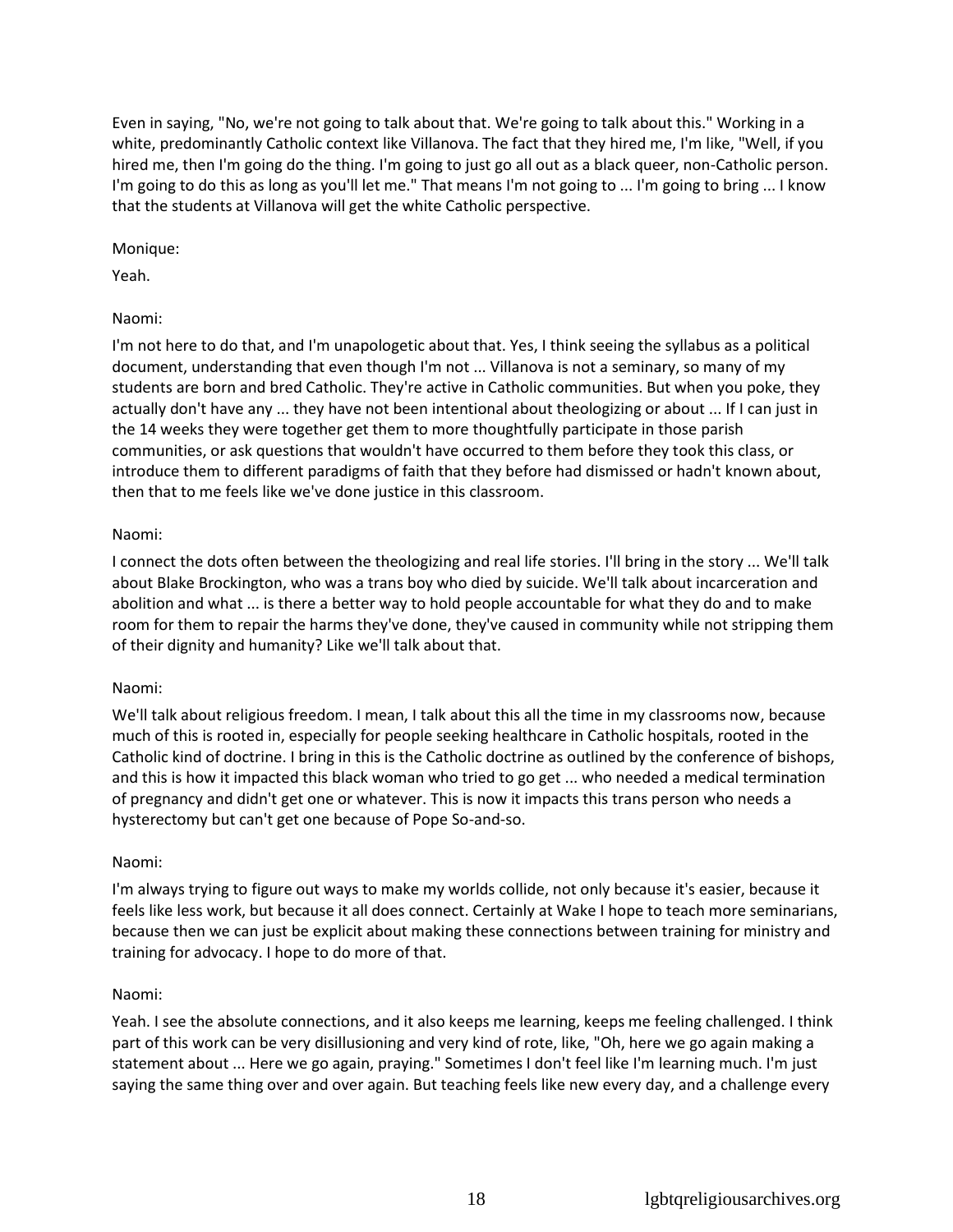Even in saying, "No, we're not going to talk about that. We're going to talk about this." Working in a white, predominantly Catholic context like Villanova. The fact that they hired me, I'm like, "Well, if you hired me, then I'm going do the thing. I'm going to just go all out as a black queer, non-Catholic person. I'm going to do this as long as you'll let me." That means I'm not going to ... I'm going to bring ... I know that the students at Villanova will get the white Catholic perspective.

Monique:

Yeah.

Naomi:

I'm not here to do that, and I'm unapologetic about that. Yes, I think seeing the syllabus as a political document, understanding that even though I'm not ... Villanova is not a seminary, so many of my students are born and bred Catholic. They're active in Catholic communities. But when you poke, they actually don't have any ... they have not been intentional about theologizing or about ... If I can just in the 14 weeks they were together get them to more thoughtfully participate in those parish communities, or ask questions that wouldn't have occurred to them before they took this class, or introduce them to different paradigms of faith that they before had dismissed or hadn't known about, then that to me feels like we've done justice in this classroom.

Naomi:

I connect the dots often between the theologizing and real life stories. I'll bring in the story ... We'll talk about Blake Brockington, who was a trans boy who died by suicide. We'll talk about incarceration and abolition and what ... is there a better way to hold people accountable for what they do and to make room for them to repair the harms they've done, they've caused in community while not stripping them of their dignity and humanity? Like we'll talk about that.

Naomi:

We'll talk about religious freedom. I mean, I talk about this all the time in my classrooms now, because much of this is rooted in, especially for people seeking healthcare in Catholic hospitals, rooted in the Catholic kind of doctrine. I bring in this is the Catholic doctrine as outlined by the conference of bishops, and this is how it impacted this black woman who tried to go get ... who needed a medical termination of pregnancy and didn't get one or whatever. This is now it impacts this trans person who needs a hysterectomy but can't get one because of Pope So-and-so.

Naomi:

I'm always trying to figure out ways to make my worlds collide, not only because it's easier, because it feels like less work, but because it all does connect. Certainly at Wake I hope to teach more seminarians, because then we can just be explicit about making these connections between training for ministry and training for advocacy. I hope to do more of that.

Naomi:

Yeah. I see the absolute connections, and it also keeps me learning, keeps me feeling challenged. I think part of this work can be very disillusioning and very kind of rote, like, "Oh, here we go again making a statement about ... Here we go again, praying." Sometimes I don't feel like I'm learning much. I'm just saying the same thing over and over again. But teaching feels like new every day, and a challenge every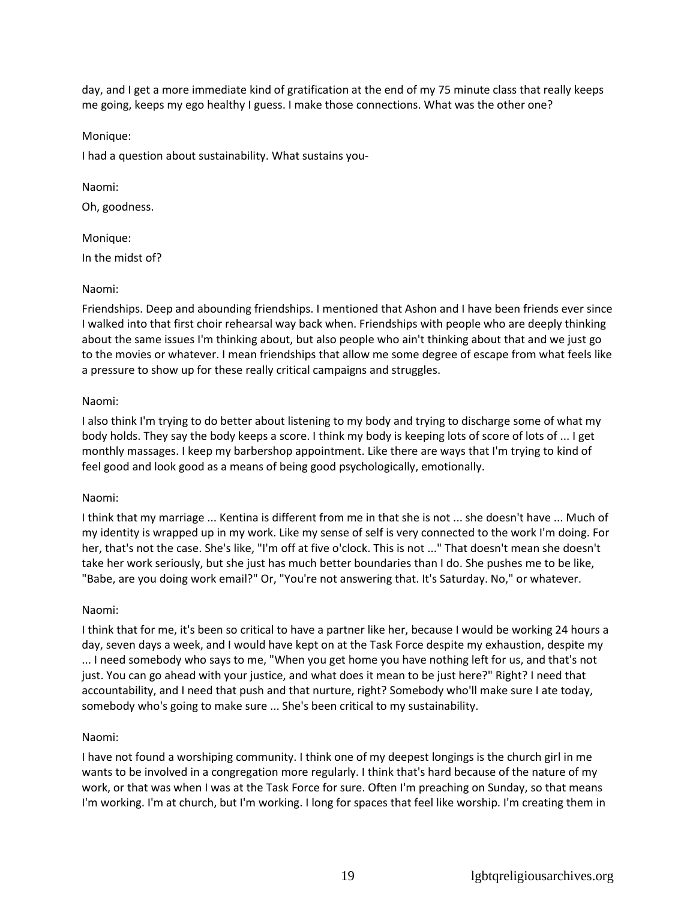day, and I get a more immediate kind of gratification at the end of my 75 minute class that really keeps me going, keeps my ego healthy I guess. I make those connections. What was the other one?

Monique:

I had a question about sustainability. What sustains you-

Naomi:

Oh, goodness.

Monique:

In the midst of?

Naomi:

Friendships. Deep and abounding friendships. I mentioned that Ashon and I have been friends ever since I walked into that first choir rehearsal way back when. Friendships with people who are deeply thinking about the same issues I'm thinking about, but also people who ain't thinking about that and we just go to the movies or whatever. I mean friendships that allow me some degree of escape from what feels like a pressure to show up for these really critical campaigns and struggles.

Naomi:

I also think I'm trying to do better about listening to my body and trying to discharge some of what my body holds. They say the body keeps a score. I think my body is keeping lots of score of lots of ... I get monthly massages. I keep my barbershop appointment. Like there are ways that I'm trying to kind of feel good and look good as a means of being good psychologically, emotionally.

Naomi:

I think that my marriage ... Kentina is different from me in that she is not ... she doesn't have ... Much of my identity is wrapped up in my work. Like my sense of self is very connected to the work I'm doing. For her, that's not the case. She's like, "I'm off at five o'clock. This is not ..." That doesn't mean she doesn't take her work seriously, but she just has much better boundaries than I do. She pushes me to be like, "Babe, are you doing work email?" Or, "You're not answering that. It's Saturday. No," or whatever.

Naomi:

I think that for me, it's been so critical to have a partner like her, because I would be working 24 hours a day, seven days a week, and I would have kept on at the Task Force despite my exhaustion, despite my ... I need somebody who says to me, "When you get home you have nothing left for us, and that's not just. You can go ahead with your justice, and what does it mean to be just here?" Right? I need that accountability, and I need that push and that nurture, right? Somebody who'll make sure I ate today, somebody who's going to make sure ... She's been critical to my sustainability.

Naomi:

I have not found a worshiping community. I think one of my deepest longings is the church girl in me wants to be involved in a congregation more regularly. I think that's hard because of the nature of my work, or that was when I was at the Task Force for sure. Often I'm preaching on Sunday, so that means I'm working. I'm at church, but I'm working. I long for spaces that feel like worship. I'm creating them in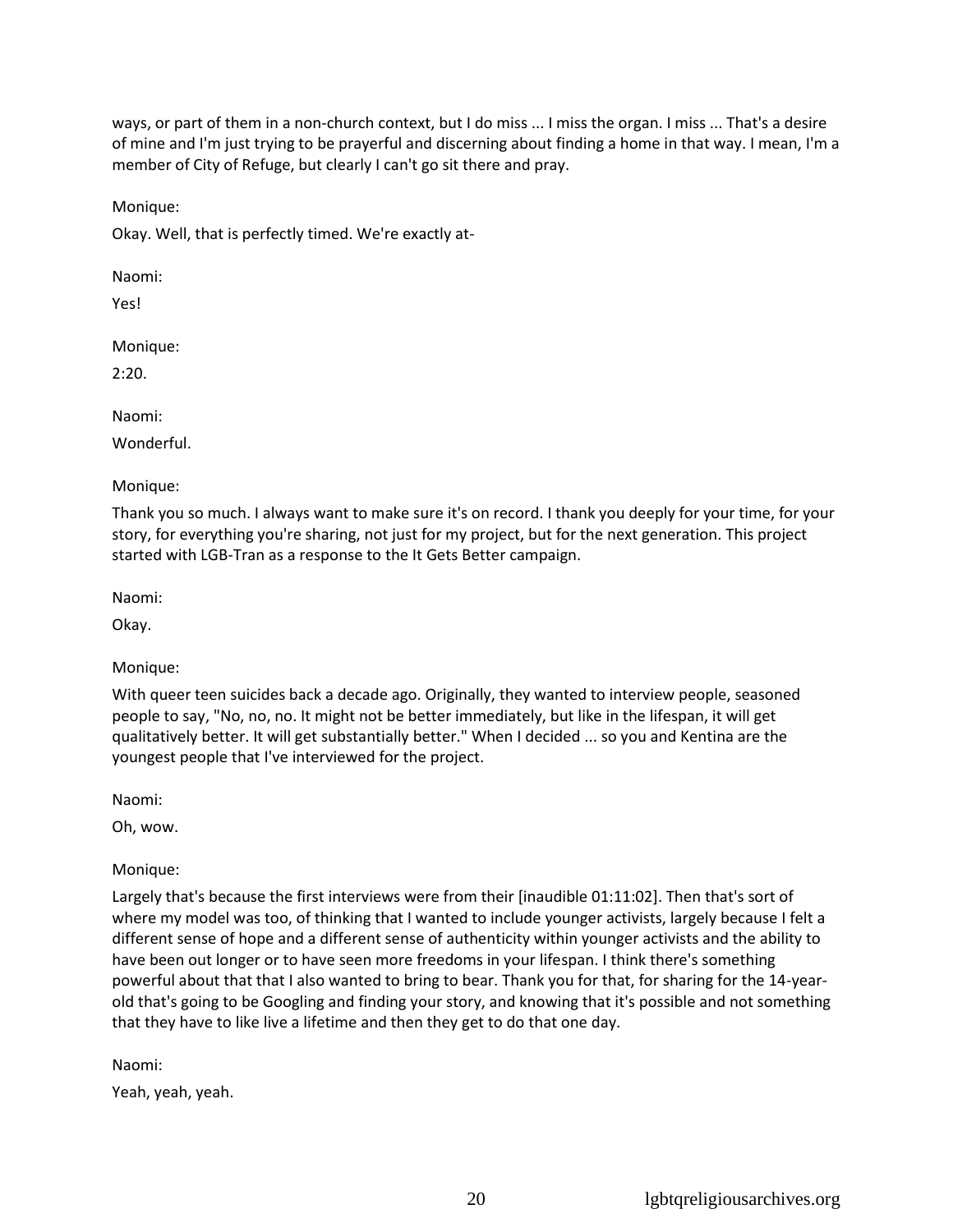ways, or part of them in a non-church context, but I do miss ... I miss the organ. I miss ... That's a desire of mine and I'm just trying to be prayerful and discerning about finding a home in that way. I mean, I'm a member of City of Refuge, but clearly I can't go sit there and pray.

Monique:

Okay. Well, that is perfectly timed. We're exactly at-

Naomi:

Yes!

Monique:

2:20.

Naomi:

Wonderful.

Monique:

Thank you so much. I always want to make sure it's on record. I thank you deeply for your time, for your story, for everything you're sharing, not just for my project, but for the next generation. This project started with LGB-Tran as a response to the It Gets Better campaign.

Naomi:

Okay.

Monique:

With queer teen suicides back a decade ago. Originally, they wanted to interview people, seasoned people to say, "No, no, no. It might not be better immediately, but like in the lifespan, it will get qualitatively better. It will get substantially better." When I decided ... so you and Kentina are the youngest people that I've interviewed for the project.

Naomi:

Oh, wow.

Monique:

Largely that's because the first interviews were from their [inaudible 01:11:02]. Then that's sort of where my model was too, of thinking that I wanted to include younger activists, largely because I felt a different sense of hope and a different sense of authenticity within younger activists and the ability to have been out longer or to have seen more freedoms in your lifespan. I think there's something powerful about that that I also wanted to bring to bear. Thank you for that, for sharing for the 14-year-old that's going to be Googling and finding your story, and knowing that it's possible and not something that they have to like live a lifetime and then they get to do that one day.

Naomi:

Yeah, yeah, yeah.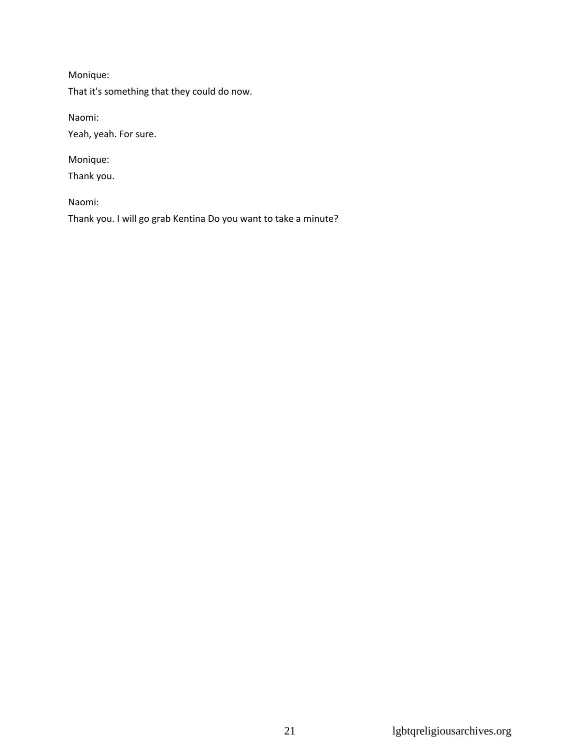Monique:

That it's something that they could do now.

Naomi:

Yeah, yeah. For sure.

Monique:

Thank you.

Naomi:

Thank you. I will go grab Kentina Do you want to take a minute?